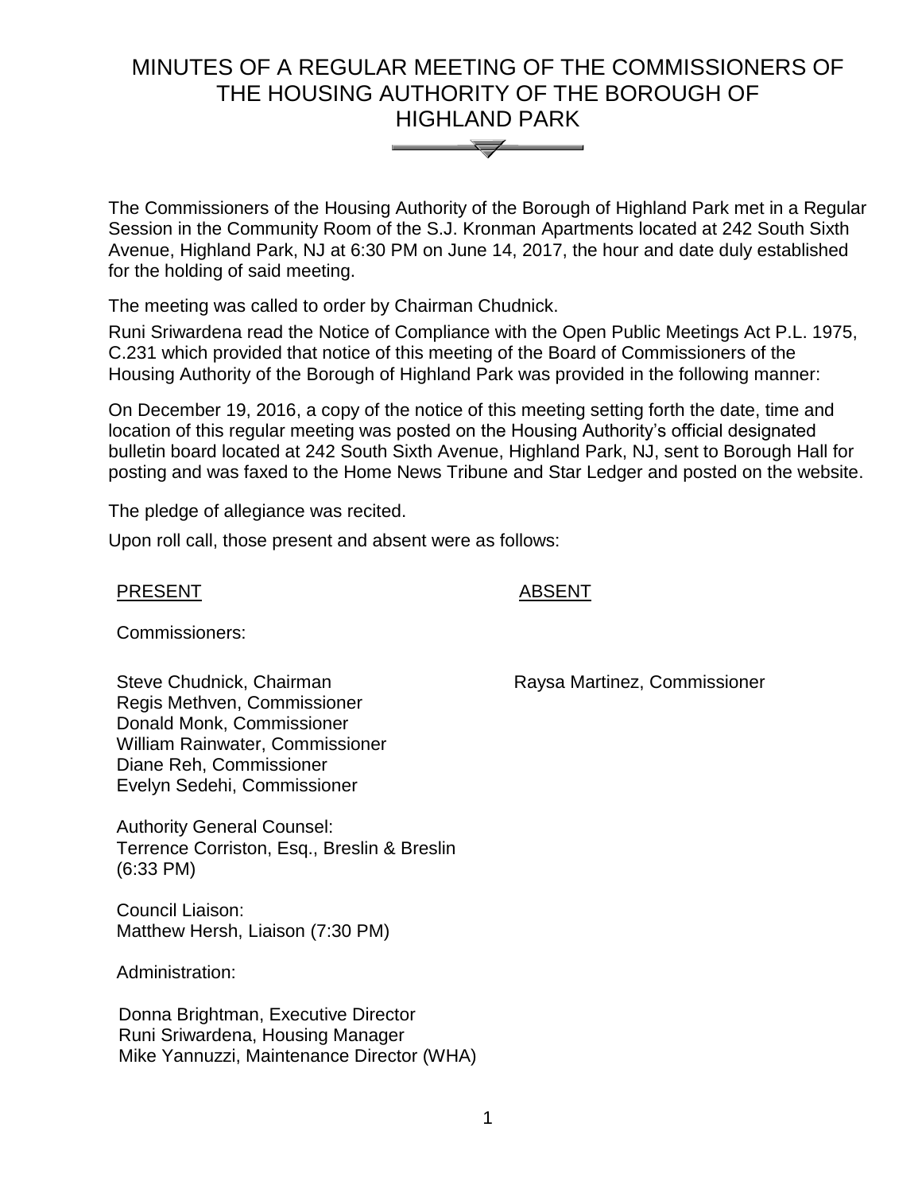# MINUTES OF A REGULAR MEETING OF THE COMMISSIONERS OF THE HOUSING AUTHORITY OF THE BOROUGH OF HIGHLAND PARK

The Commissioners of the Housing Authority of the Borough of Highland Park met in a Regular Session in the Community Room of the S.J. Kronman Apartments located at 242 South Sixth Avenue, Highland Park, NJ at 6:30 PM on June 14, 2017, the hour and date duly established for the holding of said meeting.

The meeting was called to order by Chairman Chudnick.

Runi Sriwardena read the Notice of Compliance with the Open Public Meetings Act P.L. 1975, C.231 which provided that notice of this meeting of the Board of Commissioners of the Housing Authority of the Borough of Highland Park was provided in the following manner:

On December 19, 2016, a copy of the notice of this meeting setting forth the date, time and location of this regular meeting was posted on the Housing Authority's official designated bulletin board located at 242 South Sixth Avenue, Highland Park, NJ, sent to Borough Hall for posting and was faxed to the Home News Tribune and Star Ledger and posted on the website.

The pledge of allegiance was recited.

Upon roll call, those present and absent were as follows:

| PRESENT | ABSENT |
|---|---|
| Commissioners: | |
| Steve Chudnick, Chairman | Raysa Martinez, Commissioner |
| Regis Methven, Commissioner | |
| Donald Monk, Commissioner | |
| William Rainwater, Commissioner | |
| Diane Reh, Commissioner | |
| Evelyn Sedehi, Commissioner | |
| Authority General Counsel: | |
| Terrence Corriston, Esq., Breslin & Breslin (6:33 PM) | |
| Council Liaison: | |
| Matthew Hersh, Liaison (7:30 PM) | |
| Administration: | |
| Donna Brightman, Executive Director | |
| Runi Sriwardena, Housing Manager | |
| Mike Yannuzzi, Maintenance Director (WHA) | |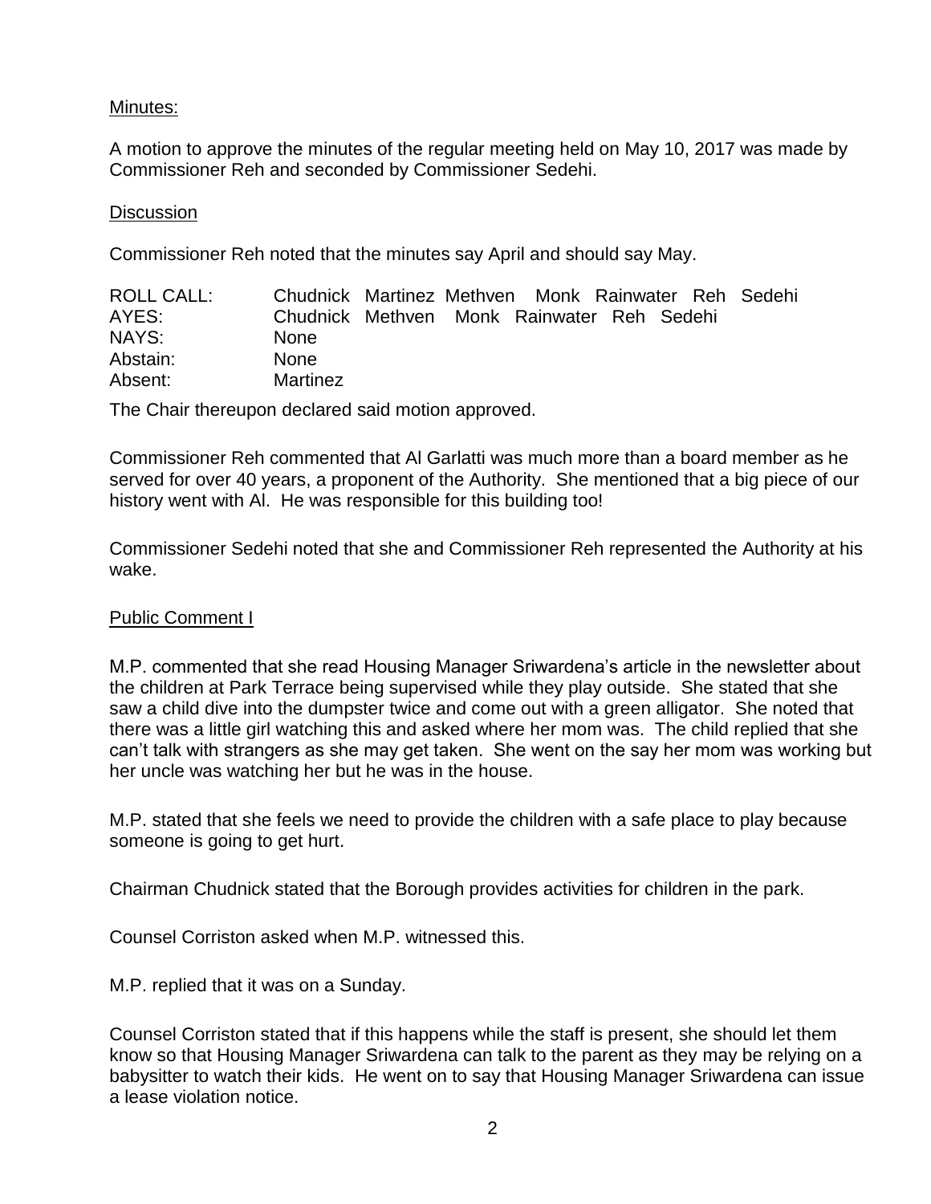Minutes:

A motion to approve the minutes of the regular meeting held on May 10, 2017 was made by Commissioner Reh and seconded by Commissioner Sedehi.

Discussion

Commissioner Reh noted that the minutes say April and should say May.

| | |
|---|---|
| ROLL CALL: | Chudnick Martinez Methven Monk Rainwater Reh Sedehi |
| AYES: | Chudnick Methven Monk Rainwater Reh Sedehi |
| NAYS: | None |
| Abstain: | None |
| Absent: | Martinez |

The Chair thereupon declared said motion approved.

Commissioner Reh commented that Al Garlatti was much more than a board member as he served for over 40 years, a proponent of the Authority. She mentioned that a big piece of our history went with Al. He was responsible for this building too!

Commissioner Sedehi noted that she and Commissioner Reh represented the Authority at his wake.

Public Comment I

M.P. commented that she read Housing Manager Sriwardena's article in the newsletter about the children at Park Terrace being supervised while they play outside. She stated that she saw a child dive into the dumpster twice and come out with a green alligator. She noted that there was a little girl watching this and asked where her mom was. The child replied that she can't talk with strangers as she may get taken. She went on the say her mom was working but her uncle was watching her but he was in the house.

M.P. stated that she feels we need to provide the children with a safe place to play because someone is going to get hurt.

Chairman Chudnick stated that the Borough provides activities for children in the park.

Counsel Corriston asked when M.P. witnessed this.

M.P. replied that it was on a Sunday.

Counsel Corriston stated that if this happens while the staff is present, she should let them know so that Housing Manager Sriwardena can talk to the parent as they may be relying on a babysitter to watch their kids. He went on to say that Housing Manager Sriwardena can issue a lease violation notice.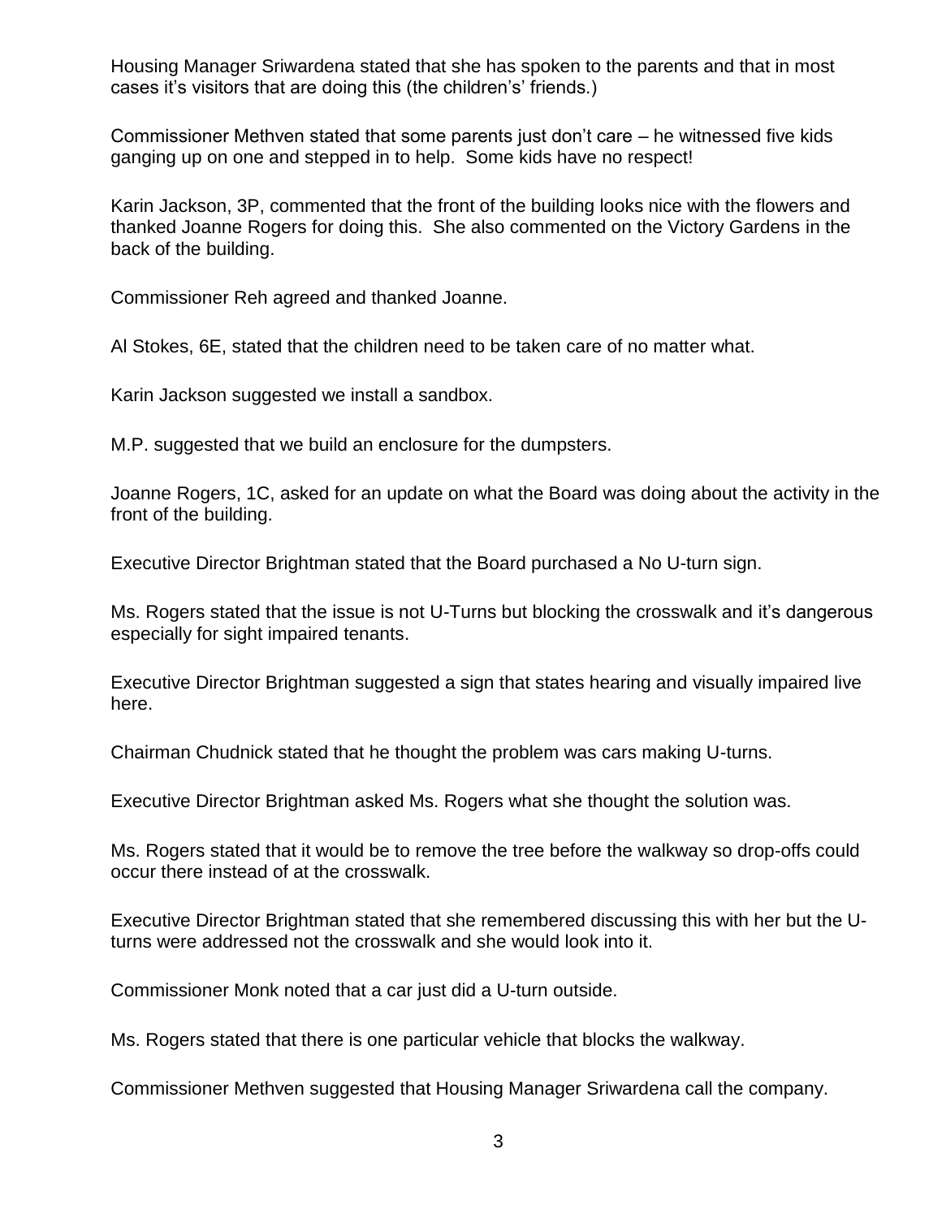Housing Manager Sriwardena stated that she has spoken to the parents and that in most cases it's visitors that are doing this (the children's' friends.)

Commissioner Methven stated that some parents just don't care – he witnessed five kids ganging up on one and stepped in to help. Some kids have no respect!

Karin Jackson, 3P, commented that the front of the building looks nice with the flowers and thanked Joanne Rogers for doing this. She also commented on the Victory Gardens in the back of the building.

Commissioner Reh agreed and thanked Joanne.

Al Stokes, 6E, stated that the children need to be taken care of no matter what.

Karin Jackson suggested we install a sandbox.

M.P. suggested that we build an enclosure for the dumpsters.

Joanne Rogers, 1C, asked for an update on what the Board was doing about the activity in the front of the building.

Executive Director Brightman stated that the Board purchased a No U-turn sign.

Ms. Rogers stated that the issue is not U-Turns but blocking the crosswalk and it's dangerous especially for sight impaired tenants.

Executive Director Brightman suggested a sign that states hearing and visually impaired live here.

Chairman Chudnick stated that he thought the problem was cars making U-turns.

Executive Director Brightman asked Ms. Rogers what she thought the solution was.

Ms. Rogers stated that it would be to remove the tree before the walkway so drop-offs could occur there instead of at the crosswalk.

Executive Director Brightman stated that she remembered discussing this with her but the U-turns were addressed not the crosswalk and she would look into it.

Commissioner Monk noted that a car just did a U-turn outside.

Ms. Rogers stated that there is one particular vehicle that blocks the walkway.

Commissioner Methven suggested that Housing Manager Sriwardena call the company.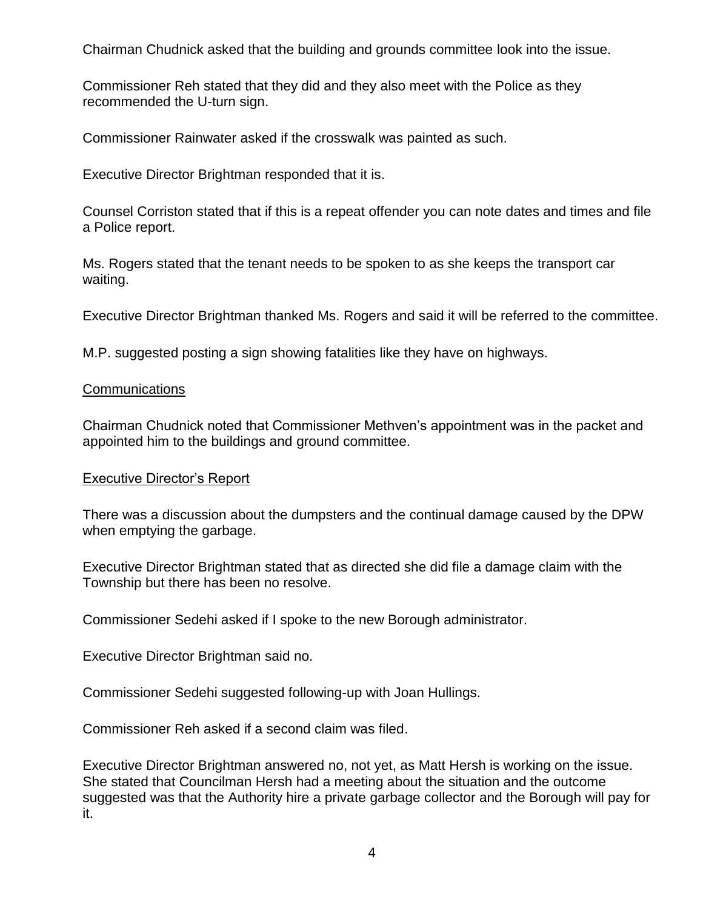Chairman Chudnick asked that the building and grounds committee look into the issue.

Commissioner Reh stated that they did and they also meet with the Police as they recommended the U-turn sign.

Commissioner Rainwater asked if the crosswalk was painted as such.

Executive Director Brightman responded that it is.

Counsel Corriston stated that if this is a repeat offender you can note dates and times and file a Police report.

Ms. Rogers stated that the tenant needs to be spoken to as she keeps the transport car waiting.

Executive Director Brightman thanked Ms. Rogers and said it will be referred to the committee.

M.P. suggested posting a sign showing fatalities like they have on highways.

<u>Communications</u>

Chairman Chudnick noted that Commissioner Methven's appointment was in the packet and appointed him to the buildings and ground committee.

<u>Executive Director's Report</u>

There was a discussion about the dumpsters and the continual damage caused by the DPW when emptying the garbage.

Executive Director Brightman stated that as directed she did file a damage claim with the Township but there has been no resolve.

Commissioner Sedehi asked if I spoke to the new Borough administrator.

Executive Director Brightman said no.

Commissioner Sedehi suggested following-up with Joan Hullings.

Commissioner Reh asked if a second claim was filed.

Executive Director Brightman answered no, not yet, as Matt Hersh is working on the issue. She stated that Councilman Hersh had a meeting about the situation and the outcome suggested was that the Authority hire a private garbage collector and the Borough will pay for it.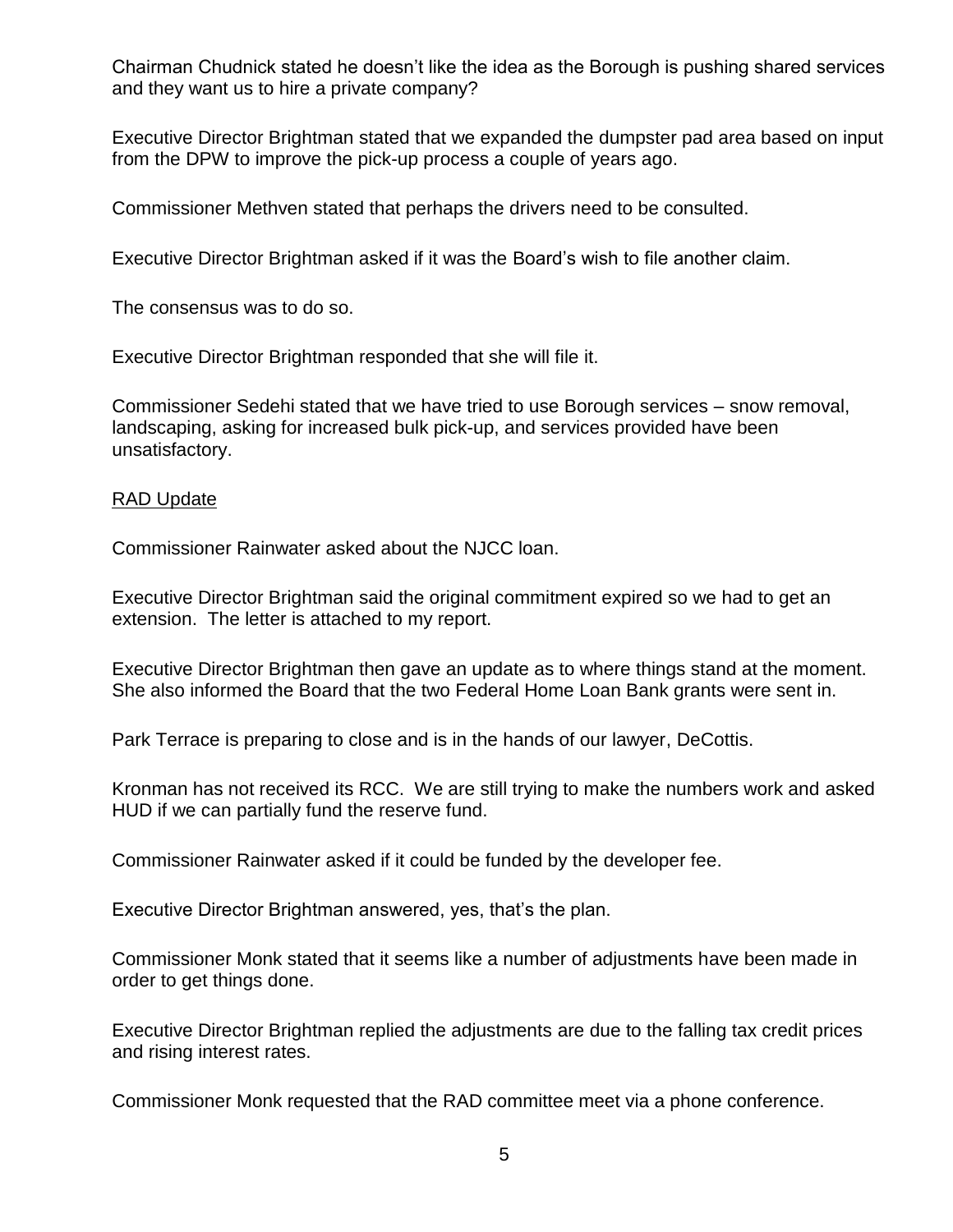Chairman Chudnick stated he doesn't like the idea as the Borough is pushing shared services and they want us to hire a private company?

Executive Director Brightman stated that we expanded the dumpster pad area based on input from the DPW to improve the pick-up process a couple of years ago.

Commissioner Methven stated that perhaps the drivers need to be consulted.

Executive Director Brightman asked if it was the Board's wish to file another claim.

The consensus was to do so.

Executive Director Brightman responded that she will file it.

Commissioner Sedehi stated that we have tried to use Borough services – snow removal, landscaping, asking for increased bulk pick-up, and services provided have been unsatisfactory.

<u>RAD Update</u>

Commissioner Rainwater asked about the NJCC loan.

Executive Director Brightman said the original commitment expired so we had to get an extension. The letter is attached to my report.

Executive Director Brightman then gave an update as to where things stand at the moment. She also informed the Board that the two Federal Home Loan Bank grants were sent in.

Park Terrace is preparing to close and is in the hands of our lawyer, DeCottis.

Kronman has not received its RCC. We are still trying to make the numbers work and asked HUD if we can partially fund the reserve fund.

Commissioner Rainwater asked if it could be funded by the developer fee.

Executive Director Brightman answered, yes, that's the plan.

Commissioner Monk stated that it seems like a number of adjustments have been made in order to get things done.

Executive Director Brightman replied the adjustments are due to the falling tax credit prices and rising interest rates.

Commissioner Monk requested that the RAD committee meet via a phone conference.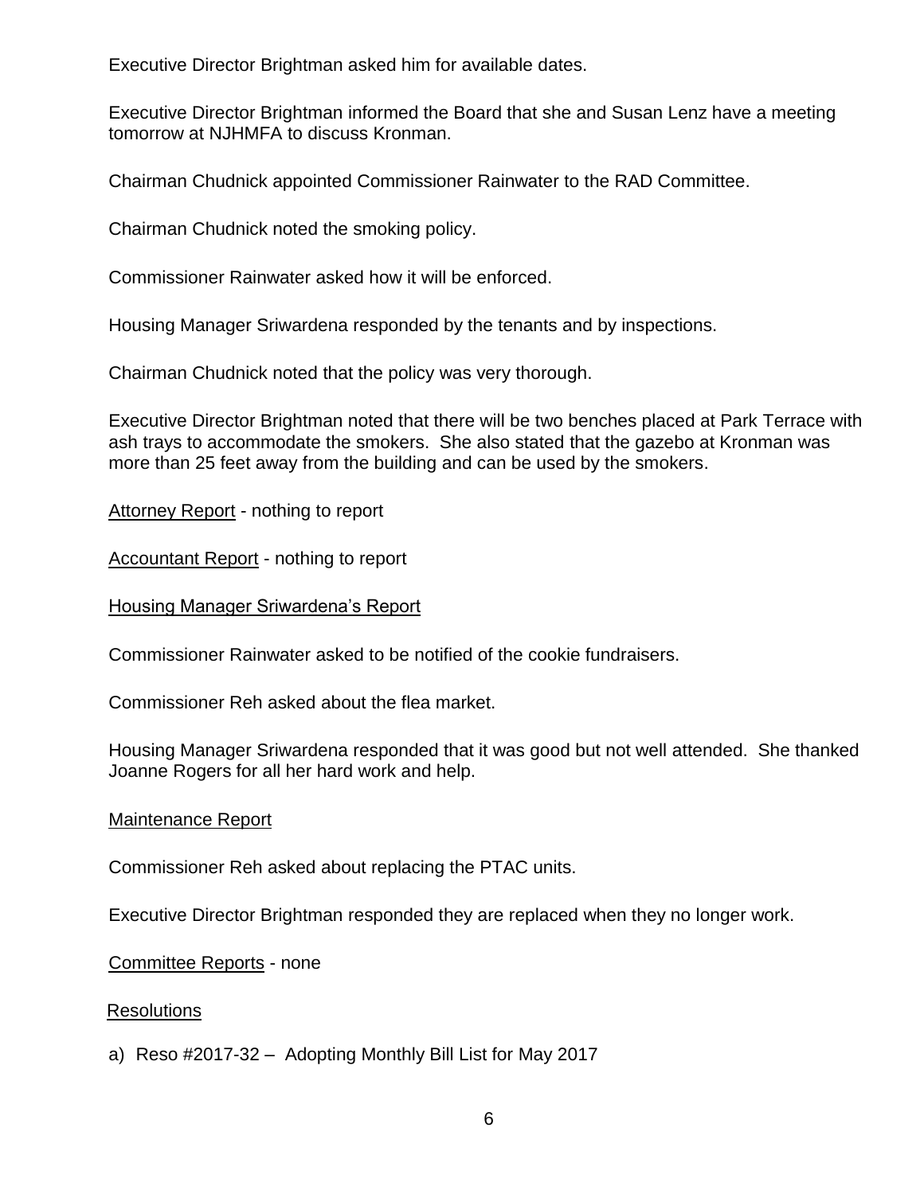Executive Director Brightman asked him for available dates.

Executive Director Brightman informed the Board that she and Susan Lenz have a meeting tomorrow at NJHMFA to discuss Kronman.

Chairman Chudnick appointed Commissioner Rainwater to the RAD Committee.

Chairman Chudnick noted the smoking policy.

Commissioner Rainwater asked how it will be enforced.

Housing Manager Sriwardena responded by the tenants and by inspections.

Chairman Chudnick noted that the policy was very thorough.

Executive Director Brightman noted that there will be two benches placed at Park Terrace with ash trays to accommodate the smokers. She also stated that the gazebo at Kronman was more than 25 feet away from the building and can be used by the smokers.

<u>Attorney Report</u> - nothing to report

<u>Accountant Report</u> - nothing to report

<u>Housing Manager Sriwardena's Report</u>

Commissioner Rainwater asked to be notified of the cookie fundraisers.

Commissioner Reh asked about the flea market.

Housing Manager Sriwardena responded that it was good but not well attended. She thanked Joanne Rogers for all her hard work and help.

<u>Maintenance Report</u>

Commissioner Reh asked about replacing the PTAC units.

Executive Director Brightman responded they are replaced when they no longer work.

<u>Committee Reports</u> - none

<u>Resolutions</u>

a) Reso #2017-32 – Adopting Monthly Bill List for May 2017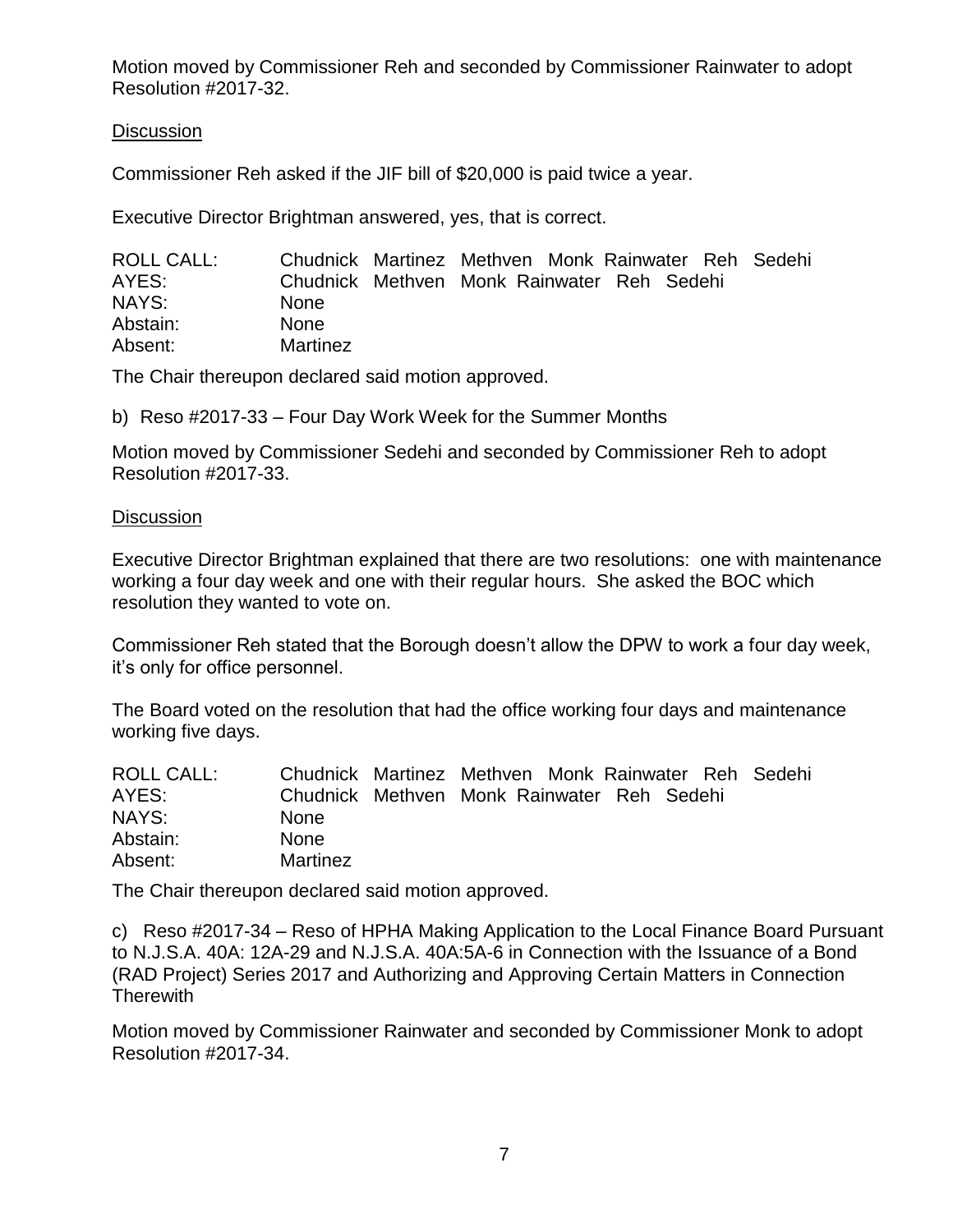Motion moved by Commissioner Reh and seconded by Commissioner Rainwater to adopt Resolution #2017-32.

Discussion

Commissioner Reh asked if the JIF bill of $20,000 is paid twice a year.

Executive Director Brightman answered, yes, that is correct.

| | |
|---|---|
| ROLL CALL: | Chudnick Martinez Methven Monk Rainwater Reh Sedehi |
| AYES: | Chudnick Methven Monk Rainwater Reh Sedehi |
| NAYS: | None |
| Abstain: | None |
| Absent: | Martinez |

The Chair thereupon declared said motion approved.

b) Reso #2017-33 – Four Day Work Week for the Summer Months

Motion moved by Commissioner Sedehi and seconded by Commissioner Reh to adopt Resolution #2017-33.

Discussion

Executive Director Brightman explained that there are two resolutions: one with maintenance working a four day week and one with their regular hours. She asked the BOC which resolution they wanted to vote on.

Commissioner Reh stated that the Borough doesn't allow the DPW to work a four day week, it's only for office personnel.

The Board voted on the resolution that had the office working four days and maintenance working five days.

| | |
|---|---|
| ROLL CALL: | Chudnick Martinez Methven Monk Rainwater Reh Sedehi |
| AYES: | Chudnick Methven Monk Rainwater Reh Sedehi |
| NAYS: | None |
| Abstain: | None |
| Absent: | Martinez |

The Chair thereupon declared said motion approved.

c) Reso #2017-34 – Reso of HPHA Making Application to the Local Finance Board Pursuant to N.J.S.A. 40A: 12A-29 and N.J.S.A. 40A:5A-6 in Connection with the Issuance of a Bond (RAD Project) Series 2017 and Authorizing and Approving Certain Matters in Connection Therewith

Motion moved by Commissioner Rainwater and seconded by Commissioner Monk to adopt Resolution #2017-34.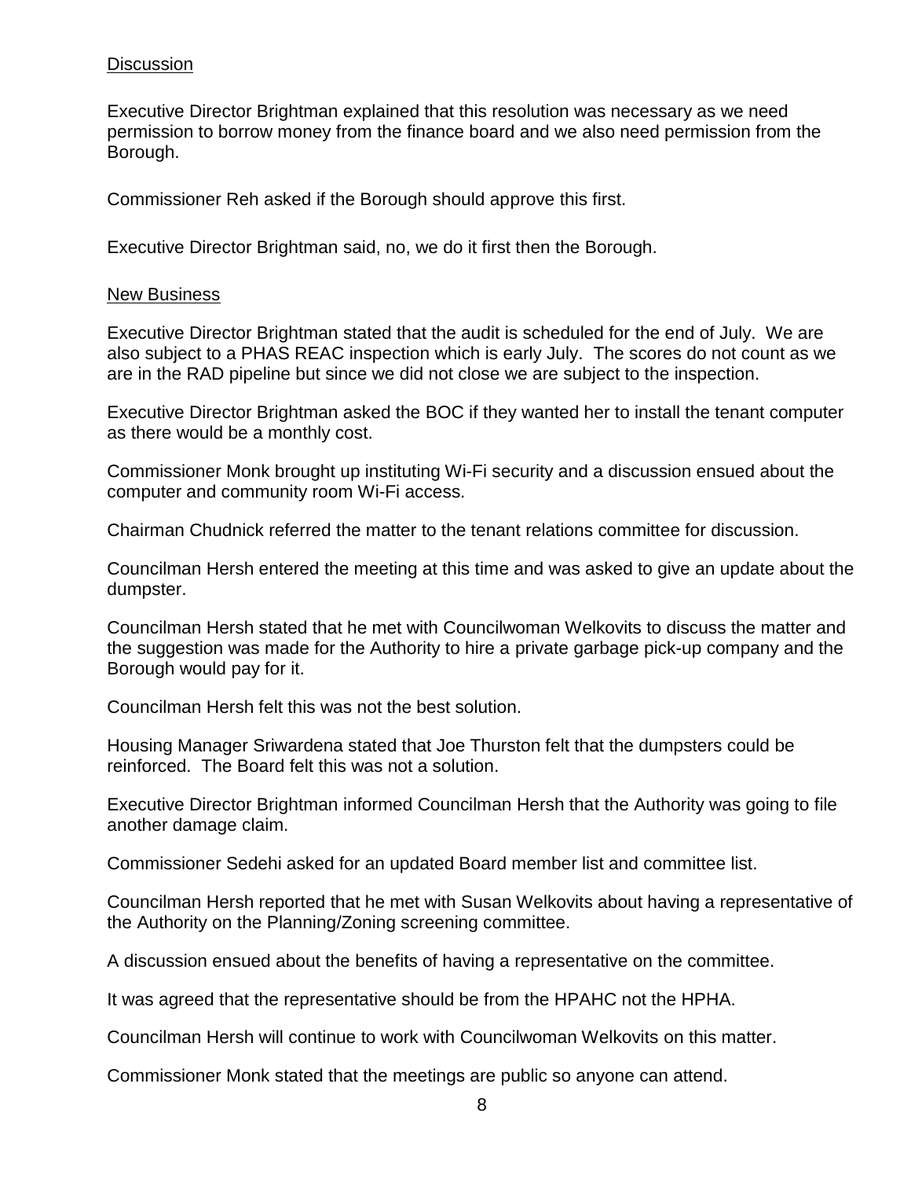Discussion

Executive Director Brightman explained that this resolution was necessary as we need permission to borrow money from the finance board and we also need permission from the Borough.

Commissioner Reh asked if the Borough should approve this first.

Executive Director Brightman said, no, we do it first then the Borough.

New Business

Executive Director Brightman stated that the audit is scheduled for the end of July. We are also subject to a PHAS REAC inspection which is early July. The scores do not count as we are in the RAD pipeline but since we did not close we are subject to the inspection.

Executive Director Brightman asked the BOC if they wanted her to install the tenant computer as there would be a monthly cost.

Commissioner Monk brought up instituting Wi-Fi security and a discussion ensued about the computer and community room Wi-Fi access.

Chairman Chudnick referred the matter to the tenant relations committee for discussion.

Councilman Hersh entered the meeting at this time and was asked to give an update about the dumpster.

Councilman Hersh stated that he met with Councilwoman Welkovits to discuss the matter and the suggestion was made for the Authority to hire a private garbage pick-up company and the Borough would pay for it.

Councilman Hersh felt this was not the best solution.

Housing Manager Sriwardena stated that Joe Thurston felt that the dumpsters could be reinforced. The Board felt this was not a solution.

Executive Director Brightman informed Councilman Hersh that the Authority was going to file another damage claim.

Commissioner Sedehi asked for an updated Board member list and committee list.

Councilman Hersh reported that he met with Susan Welkovits about having a representative of the Authority on the Planning/Zoning screening committee.

A discussion ensued about the benefits of having a representative on the committee.

It was agreed that the representative should be from the HPAHC not the HPHA.

Councilman Hersh will continue to work with Councilwoman Welkovits on this matter.

Commissioner Monk stated that the meetings are public so anyone can attend.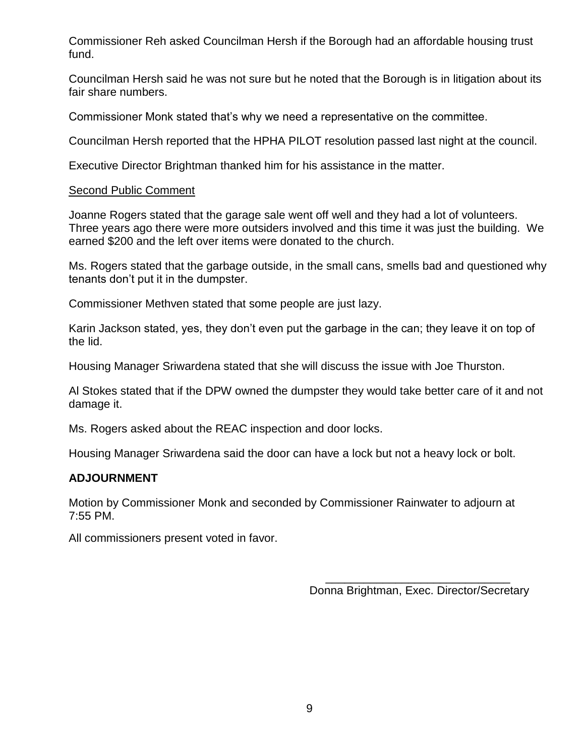Commissioner Reh asked Councilman Hersh if the Borough had an affordable housing trust fund.

Councilman Hersh said he was not sure but he noted that the Borough is in litigation about its fair share numbers.

Commissioner Monk stated that's why we need a representative on the committee.

Councilman Hersh reported that the HPHA PILOT resolution passed last night at the council.

Executive Director Brightman thanked him for his assistance in the matter.

Second Public Comment

Joanne Rogers stated that the garage sale went off well and they had a lot of volunteers. Three years ago there were more outsiders involved and this time it was just the building. We earned $200 and the left over items were donated to the church.

Ms. Rogers stated that the garbage outside, in the small cans, smells bad and questioned why tenants don't put it in the dumpster.

Commissioner Methven stated that some people are just lazy.

Karin Jackson stated, yes, they don't even put the garbage in the can; they leave it on top of the lid.

Housing Manager Sriwardena stated that she will discuss the issue with Joe Thurston.

Al Stokes stated that if the DPW owned the dumpster they would take better care of it and not damage it.

Ms. Rogers asked about the REAC inspection and door locks.

Housing Manager Sriwardena said the door can have a lock but not a heavy lock or bolt.

**ADJOURNMENT**

Motion by Commissioner Monk and seconded by Commissioner Rainwater to adjourn at 7:55 PM.

All commissioners present voted in favor.

\_\_\_\_\_\_\_\_\_\_\_\_\_\_\_\_\_\_\_\_\_\_\_\_\_\_\_\_\_\_
Donna Brightman, Exec. Director/Secretary